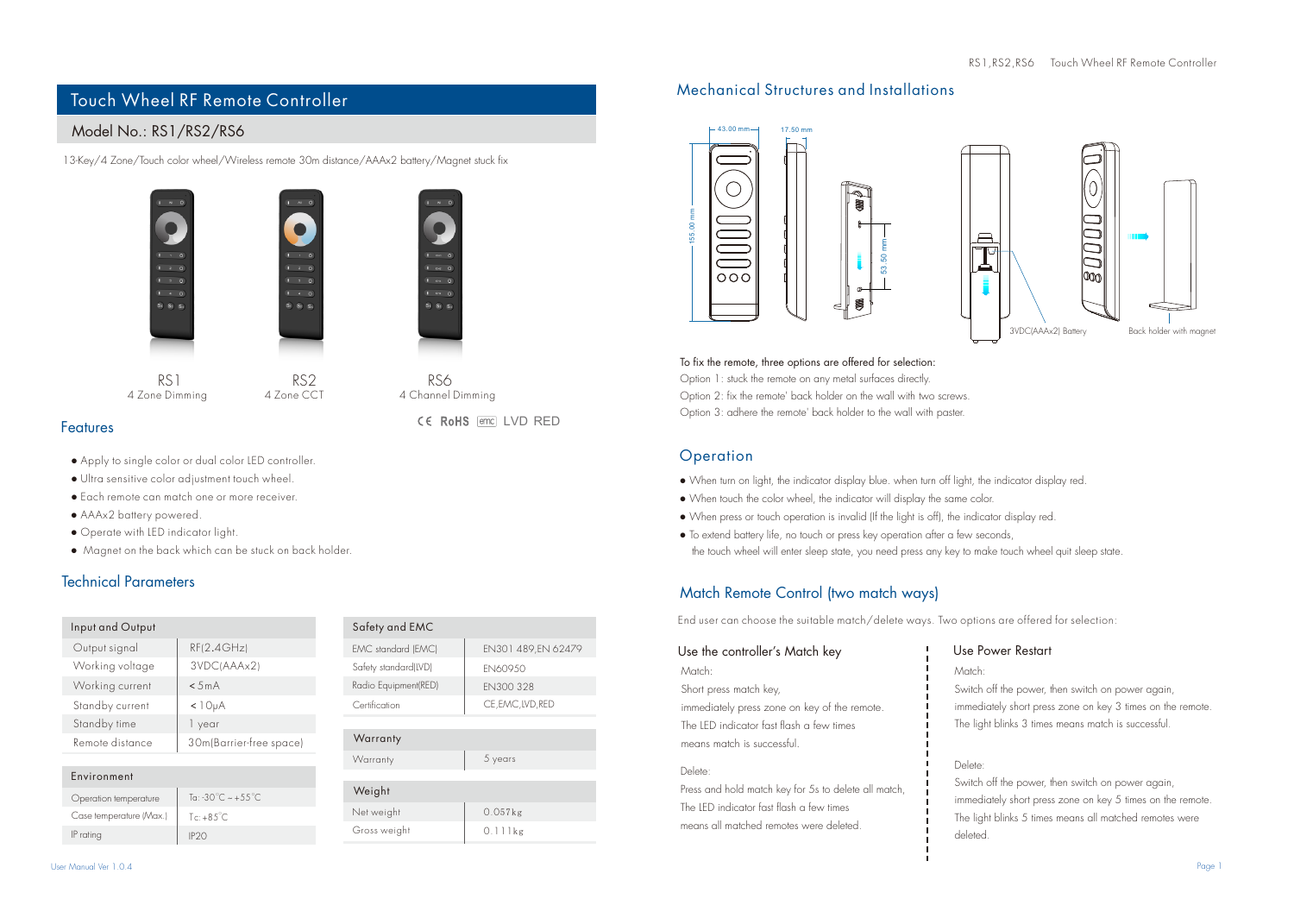# Touch Wheel RF Remote Controller

## Model No.: RS1/RS2/RS6

13-Key/4 Zone/Touch color wheel/Wireless remote 30m distance/AAAx2 battery/Magnet stuck fix

RS1
4 Zone Dimming

RS2
4 Zone CCT

RS6
4 Channel Dimming

CE RoHS emc LVD RED

## Features

- Apply to single color or dual color LED controller.
- Ultra sensitive color adjustment touch wheel.
- Each remote can match one or more receiver.
- AAAx2 battery powered.
- Operate with LED indicator light.
- Magnet on the back which can be stuck on back holder.

## Technical Parameters

| Input and Output | |
|---|---|
| Output signal | RF(2.4GHz) |
| Working voltage | 3VDC(AAAx2) |
| Working current | <5mA |
| Standby current | <10μA |
| Standby time | 1 year |
| Remote distance | 30m(Barrier-free space) |

| Environment | |
|---|---|
| Operation temperature | Ta: -30°C ~ +55°C |
| Case temperature (Max.) | Tc: +85°C |
| IP rating | IP20 |

| Safety and EMC | |
|---|---|
| EMC standard (EMC) | EN301 489,EN 62479 |
| Safety standard(LVD) | EN60950 |
| Radio Equipment(RED) | EN300 328 |
| Certification | CE,EMC,LVD,RED |

| Warranty | |
|---|---|
| Warranty | 5 years |

| Weight | |
|---|---|
| Net weight | 0.057kg |
| Gross weight | 0.111kg |

## Mechanical Structures and Installations

43.00 mm  17.50 mm  155.00 mm  53.50 mm

3VDC(AAAx2) Battery  Back holder with magnet

To fix the remote, three options are offered for selection:
Option 1: stuck the remote on any metal surfaces directly.
Option 2: fix the remote' back holder on the wall with two screws.
Option 3: adhere the remote' back holder to the wall with paster.

## Operation

- When turn on light, the indicator display blue. when turn off light, the indicator display red.
- When touch the color wheel, the indicator will display the same color.
- When press or touch operation is invalid (If the light is off), the indicator display red.
- To extend battery life, no touch or press key operation after a few seconds, the touch wheel will enter sleep state, you need press any key to make touch wheel quit sleep state.

## Match Remote Control (two match ways)

End user can choose the suitable match/delete ways. Two options are offered for selection:

### Use the controller's Match key

Match:
Short press match key,
immediately press zone on key of the remote.
The LED indicator fast flash a few times
means match is successful.

Delete:
Press and hold match key for 5s to delete all match,
The LED indicator fast flash a few times
means all matched remotes were deleted.

### Use Power Restart

Match:
Switch off the power, then switch on power again,
immediately short press zone on key 3 times on the remote.
The light blinks 3 times means match is successful.

Delete:
Switch off the power, then switch on power again,
immediately short press zone on key 5 times on the remote.
The light blinks 5 times means all matched remotes were deleted.

User Manual Ver 1.0.4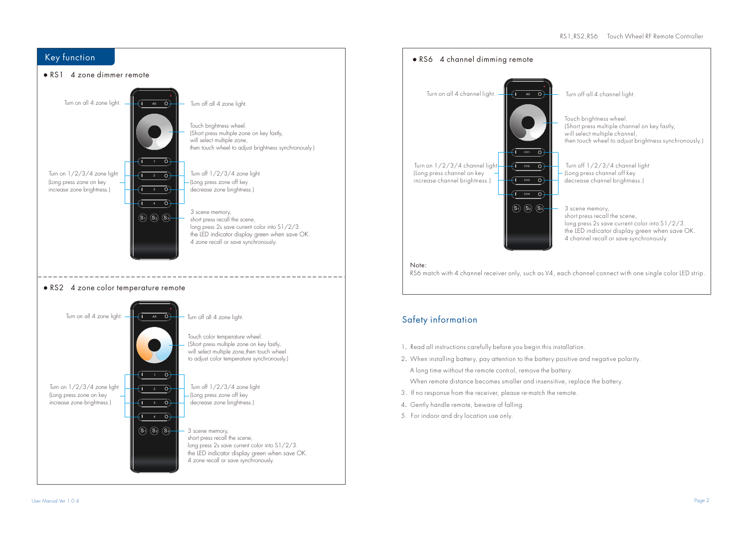## Key function

● RS1 4 zone dimmer remote

Turn on all 4 zone light.

Turn off all 4 zone light.

Touch brightness wheel.
(Short press multiple zone on key fastly,
will select multiple zone,
then touch wheel to adjust brightness synchronously.)

Turn on 1/2/3/4 zone light
(Long press zone on key
increase zone brightness.)

Turn off 1/2/3/4 zone light
(Long press zone off key
decrease zone brightness.)

3 scene memory,
short press recall the scene,
long press 2s save current color into S1/2/3.
the LED indicator display green when save OK.
4 zone recall or save synchronously.

● RS2 4 zone color temperature remote

Turn on all 4 zone light.

Turn off all 4 zone light.

Touch color temperature wheel.
(Short press multiple zone on key fastly,
will select multiple zone,then touch wheel
to adjust color temperature synchronously.)

Turn on 1/2/3/4 zone light
(Long press zone on key
increase zone brightness.)

Turn off 1/2/3/4 zone light
(Long press zone off key
decrease zone brightness.)

3 scene memory,
short press recall the scene,
long press 2s save current color into S1/2/3.
the LED indicator display green when save OK.
4 zone recall or save synchronously.

● RS6 4 channel dimming remote

Turn on all 4 channel light.

Turn off all 4 channel light.

Touch brightness wheel.
(Short press multiple channel on key fastly,
will select multiple channel,
then touch wheel to adjust brightness synchronously.)

Turn on 1/2/3/4 channel light
(Long press channel on key
increase channel brightness.)

Turn off 1/2/3/4 channel light
(Long press channel off key
decrease channel brightness.)

3 scene memory,
short press recall the scene,
long press 2s save current color into S1/2/3.
the LED indicator display green when save OK.
4 channel recall or save synchronously.

Note:
RS6 match with 4 channel receiver only, such as V4, each channel connect with one single color LED strip.

## Safety information

1. Read all instructions carefully before you begin this installation.
2. When installing battery, pay attention to the battery positive and negative polarity.
   A long time without the remote control, remove the battery.
   When remote distance becomes smaller and insensitive, replace the battery.
3. If no response from the receiver, please re-match the remote.
4. Gently handle remote, beware of falling.
5. For indoor and dry location use only.